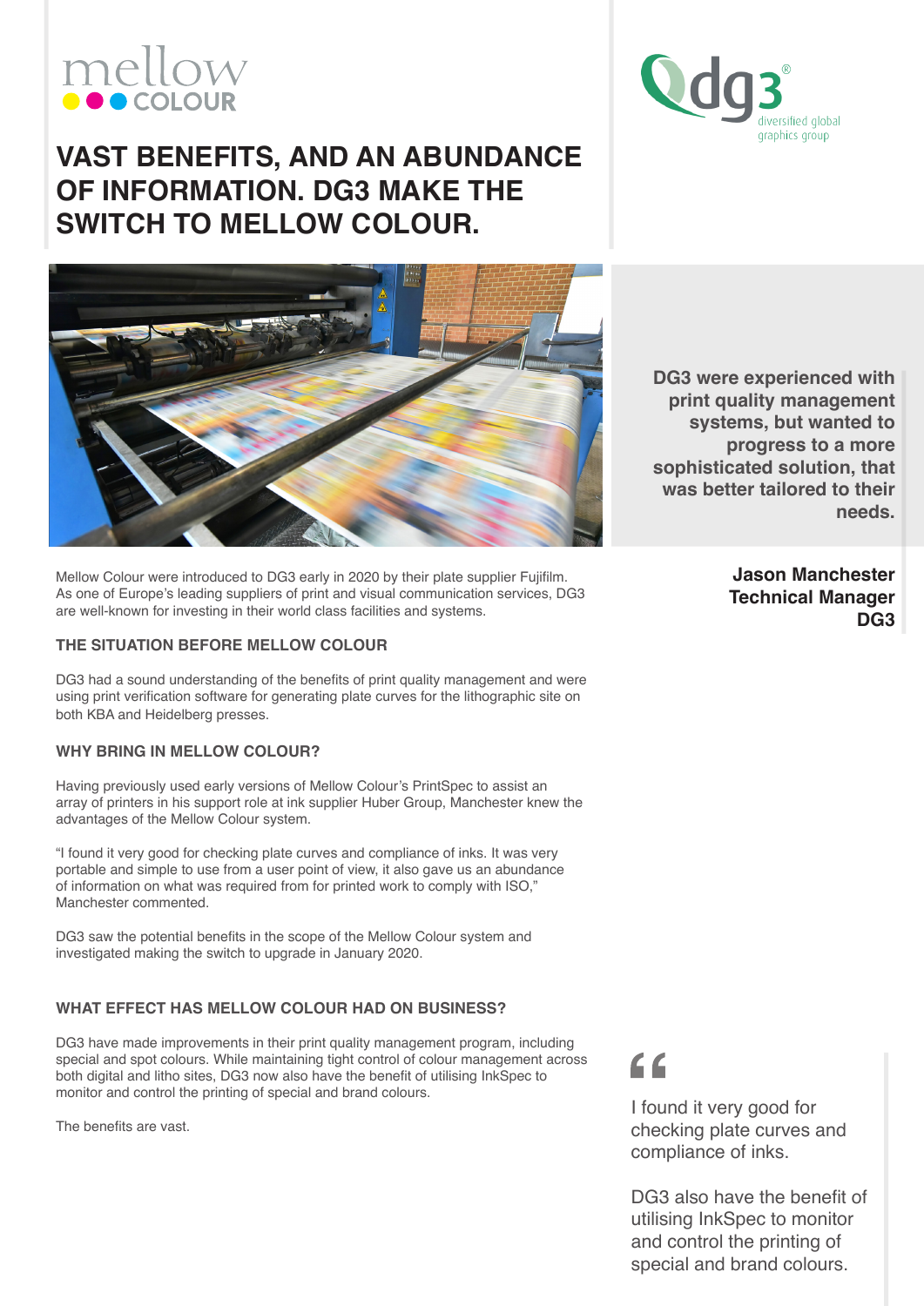mellow COLOUR

# VAST BENEFITS, AND AN ABUNDANCE OF INFORMATION. DG3 MAKE THE SWITCH TO MELLOW COLOUR.

dg3 diversified global graphics group

Mellow Colour were introduced to DG3 early in 2020 by their plate supplier Fujifilm. As one of Europe's leading suppliers of print and visual communication services, DG3 are well-known for investing in their world class facilities and systems.

### THE SITUATION BEFORE MELLOW COLOUR

DG3 had a sound understanding of the benefits of print quality management and were using print verification software for generating plate curves for the lithographic site on both KBA and Heidelberg presses.

### WHY BRING IN MELLOW COLOUR?

Having previously used early versions of Mellow Colour's PrintSpec to assist an array of printers in his support role at ink supplier Huber Group, Manchester knew the advantages of the Mellow Colour system.

"I found it very good for checking plate curves and compliance of inks. It was very portable and simple to use from a user point of view, it also gave us an abundance of information on what was required from for printed work to comply with ISO," Manchester commented.

DG3 saw the potential benefits in the scope of the Mellow Colour system and investigated making the switch to upgrade in January 2020.

### WHAT EFFECT HAS MELLOW COLOUR HAD ON BUSINESS?

DG3 have made improvements in their print quality management program, including special and spot colours. While maintaining tight control of colour management across both digital and litho sites, DG3 now also have the benefit of utilising InkSpec to monitor and control the printing of special and brand colours.

The benefits are vast.

**DG3 were experienced with print quality management systems, but wanted to progress to a more sophisticated solution, that was better tailored to their needs.**

**Jason Manchester**
**Technical Manager**
**DG3**

> I found it very good for checking plate curves and compliance of inks.
>
> DG3 also have the benefit of utilising InkSpec to monitor and control the printing of special and brand colours.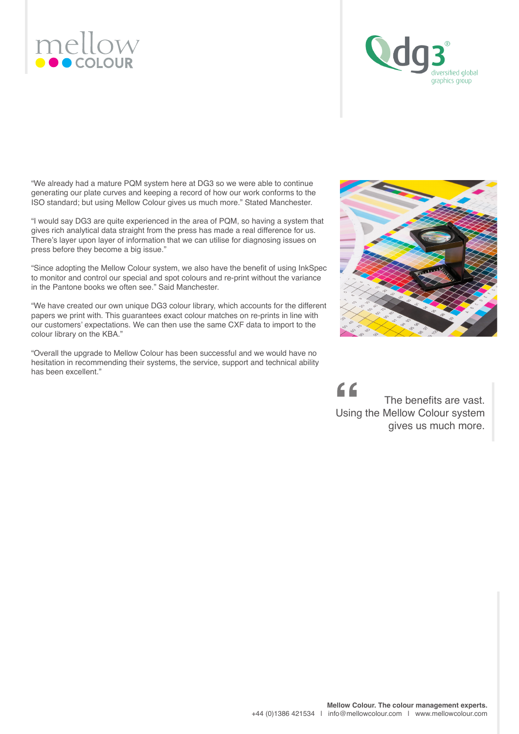“We already had a mature PQM system here at DG3 so we were able to continue generating our plate curves and keeping a record of how our work conforms to the ISO standard; but using Mellow Colour gives us much more.” Stated Manchester.

“I would say DG3 are quite experienced in the area of PQM, so having a system that gives rich analytical data straight from the press has made a real difference for us. There’s layer upon layer of information that we can utilise for diagnosing issues on press before they become a big issue.”

“Since adopting the Mellow Colour system, we also have the benefit of using InkSpec to monitor and control our special and spot colours and re-print without the variance in the Pantone books we often see.” Said Manchester.

“We have created our own unique DG3 colour library, which accounts for the different papers we print with. This guarantees exact colour matches on re-prints in line with our customers’ expectations. We can then use the same CXF data to import to the colour library on the KBA.”

“Overall the upgrade to Mellow Colour has been successful and we would have no hesitation in recommending their systems, the service, support and technical ability has been excellent.”

> “The benefits are vast. Using the Mellow Colour system gives us much more.

**Mellow Colour. The colour management experts.**
+44 (0)1386 421534 | info@mellowcolour.com | www.mellowcolour.com